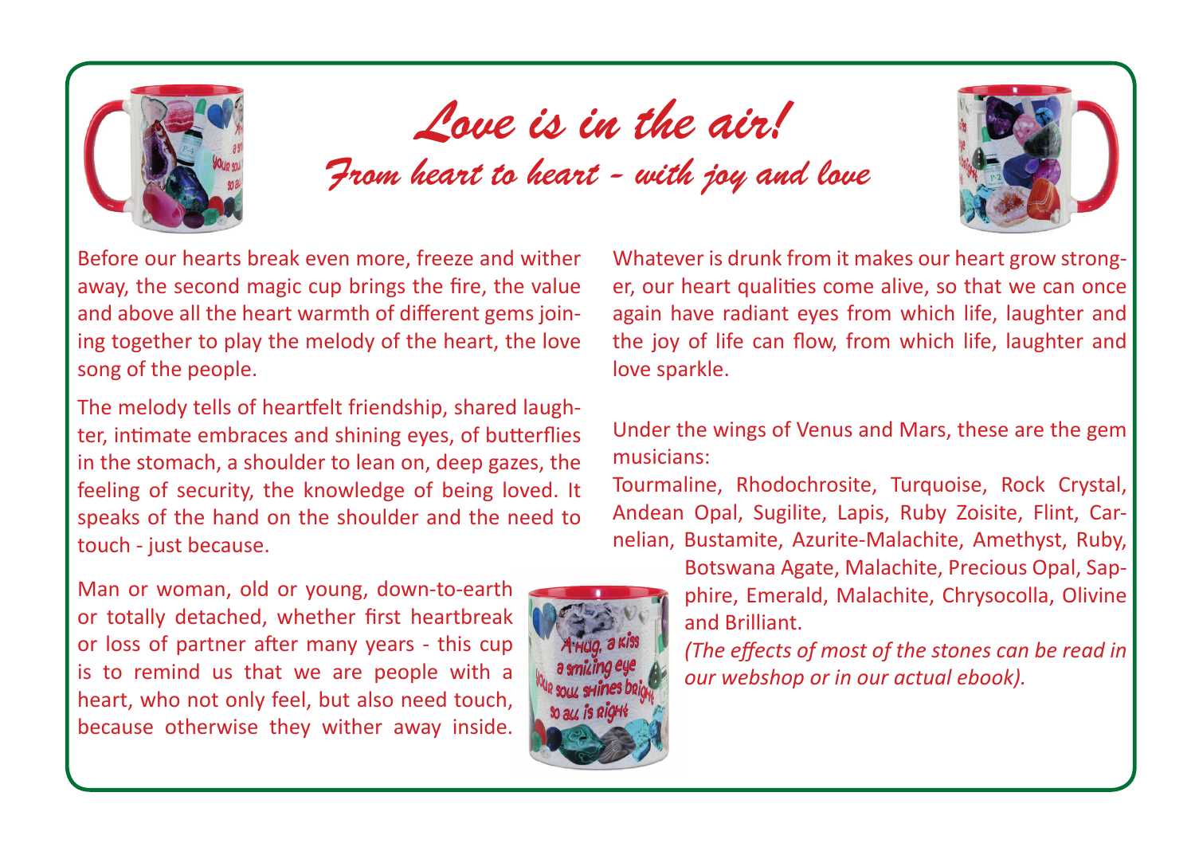# *Love is in the air!*

## *From heart to heart - with joy and love*

Before our hearts break even more, freeze and wither away, the second magic cup brings the fire, the value and above all the heart warmth of different gems joining together to play the melody of the heart, the love song of the people.

The melody tells of heartfelt friendship, shared laughter, intimate embraces and shining eyes, of butterflies in the stomach, a shoulder to lean on, deep gazes, the feeling of security, the knowledge of being loved. It speaks of the hand on the shoulder and the need to touch - just because.

Man or woman, old or young, down-to-earth or totally detached, whether first heartbreak or loss of partner after many years - this cup is to remind us that we are people with a heart, who not only feel, but also need touch, because otherwise they wither away inside.

Whatever is drunk from it makes our heart grow stronger, our heart qualities come alive, so that we can once again have radiant eyes from which life, laughter and the joy of life can flow, from which life, laughter and love sparkle.

Under the wings of Venus and Mars, these are the gem musicians:

Tourmaline, Rhodochrosite, Turquoise, Rock Crystal, Andean Opal, Sugilite, Lapis, Ruby Zoisite, Flint, Carnelian, Bustamite, Azurite-Malachite, Amethyst, Ruby, Botswana Agate, Malachite, Precious Opal, Sapphire, Emerald, Malachite, Chrysocolla, Olivine and Brilliant.

*(The effects of most of the stones can be read in our webshop or in our actual ebook).*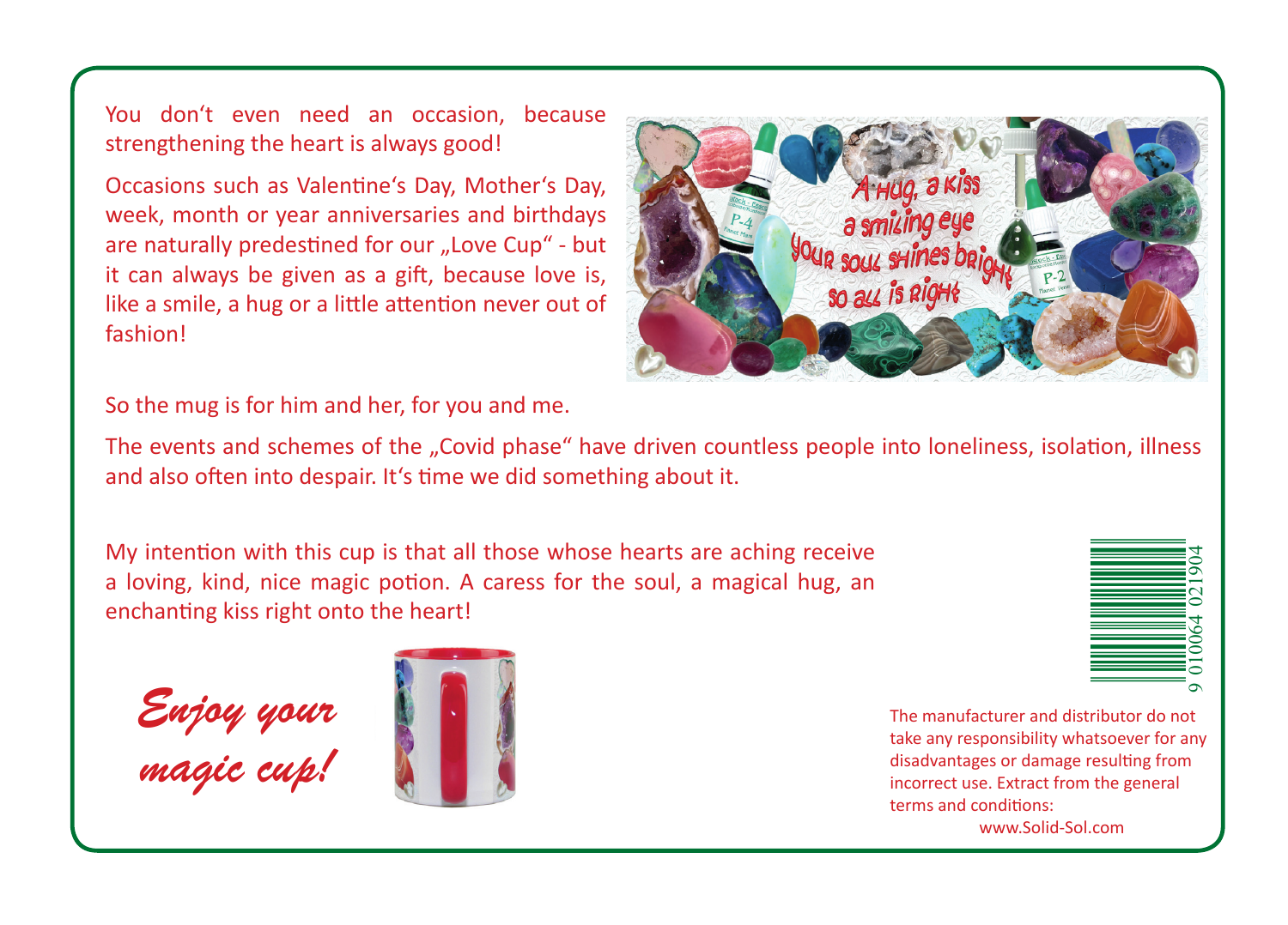You don‘t even need an occasion, because strengthening the heart is always good!

Occasions such as Valentine‘s Day, Mother‘s Day, week, month or year anniversaries and birthdays are naturally predestined for our „Love Cup“ - but it can always be given as a gift, because love is, like a smile, a hug or a little attention never out of fashion!

So the mug is for him and her, for you and me.

The events and schemes of the „Covid phase“ have driven countless people into loneliness, isolation, illness and also often into despair. It‘s time we did something about it.

My intention with this cup is that all those whose hearts are aching receive a loving, kind, nice magic potion. A caress for the soul, a magical hug, an enchanting kiss right onto the heart!

*Enjoy your magic cup!*

9 010064 021904

The manufacturer and distributor do not take any responsibility whatsoever for any disadvantages or damage resulting from incorrect use. Extract from the general terms and conditions:
www.Solid-Sol.com